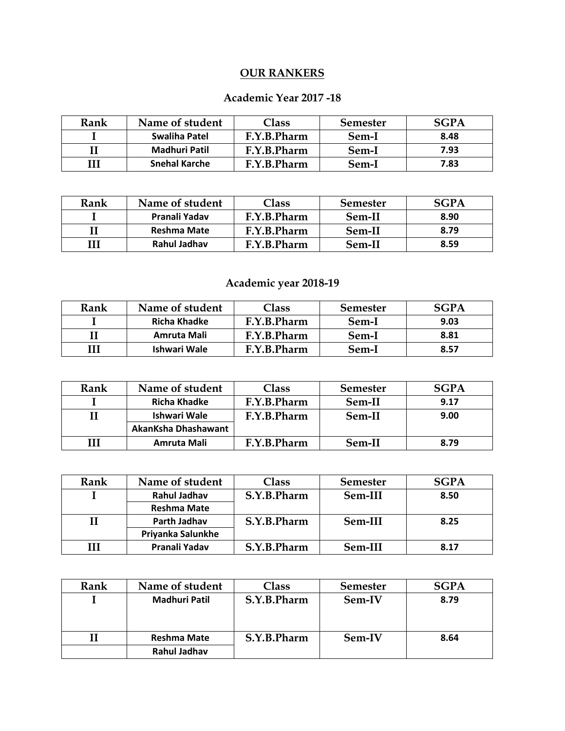## OUR RANKERS

### Academic Year 2017 -18

| Rank | Name of student | Class | Semester | SGPA |
|---|---|---|---|---|
| I | Swaliha Patel | F.Y.B.Pharm | Sem-I | 8.48 |
| II | Madhuri Patil | F.Y.B.Pharm | Sem-I | 7.93 |
| III | Snehal Karche | F.Y.B.Pharm | Sem-I | 7.83 |

| Rank | Name of student | Class | Semester | SGPA |
|---|---|---|---|---|
| I | Pranali Yadav | F.Y.B.Pharm | Sem-II | 8.90 |
| II | Reshma Mate | F.Y.B.Pharm | Sem-II | 8.79 |
| III | Rahul Jadhav | F.Y.B.Pharm | Sem-II | 8.59 |

### Academic year 2018-19

| Rank | Name of student | Class | Semester | SGPA |
|---|---|---|---|---|
| I | Richa Khadke | F.Y.B.Pharm | Sem-I | 9.03 |
| II | Amruta Mali | F.Y.B.Pharm | Sem-I | 8.81 |
| III | Ishwari Wale | F.Y.B.Pharm | Sem-I | 8.57 |

| Rank | Name of student | Class | Semester | SGPA |
|---|---|---|---|---|
| I | Richa Khadke | F.Y.B.Pharm | Sem-II | 9.17 |
| II | Ishwari Wale | F.Y.B.Pharm | Sem-II | 9.00 |
| | AkanKsha Dhashawant | | | |
| III | Amruta Mali | F.Y.B.Pharm | Sem-II | 8.79 |

| Rank | Name of student | Class | Semester | SGPA |
|---|---|---|---|---|
| I | Rahul Jadhav | S.Y.B.Pharm | Sem-III | 8.50 |
| | Reshma Mate | | | |
| II | Parth Jadhav | S.Y.B.Pharm | Sem-III | 8.25 |
| | Priyanka Salunkhe | | | |
| III | Pranali Yadav | S.Y.B.Pharm | Sem-III | 8.17 |

| Rank | Name of student | Class | Semester | SGPA |
|---|---|---|---|---|
| I | Madhuri Patil | S.Y.B.Pharm | Sem-IV | 8.79 |
| II | Reshma Mate | S.Y.B.Pharm | Sem-IV | 8.64 |
| | Rahul Jadhav | | | |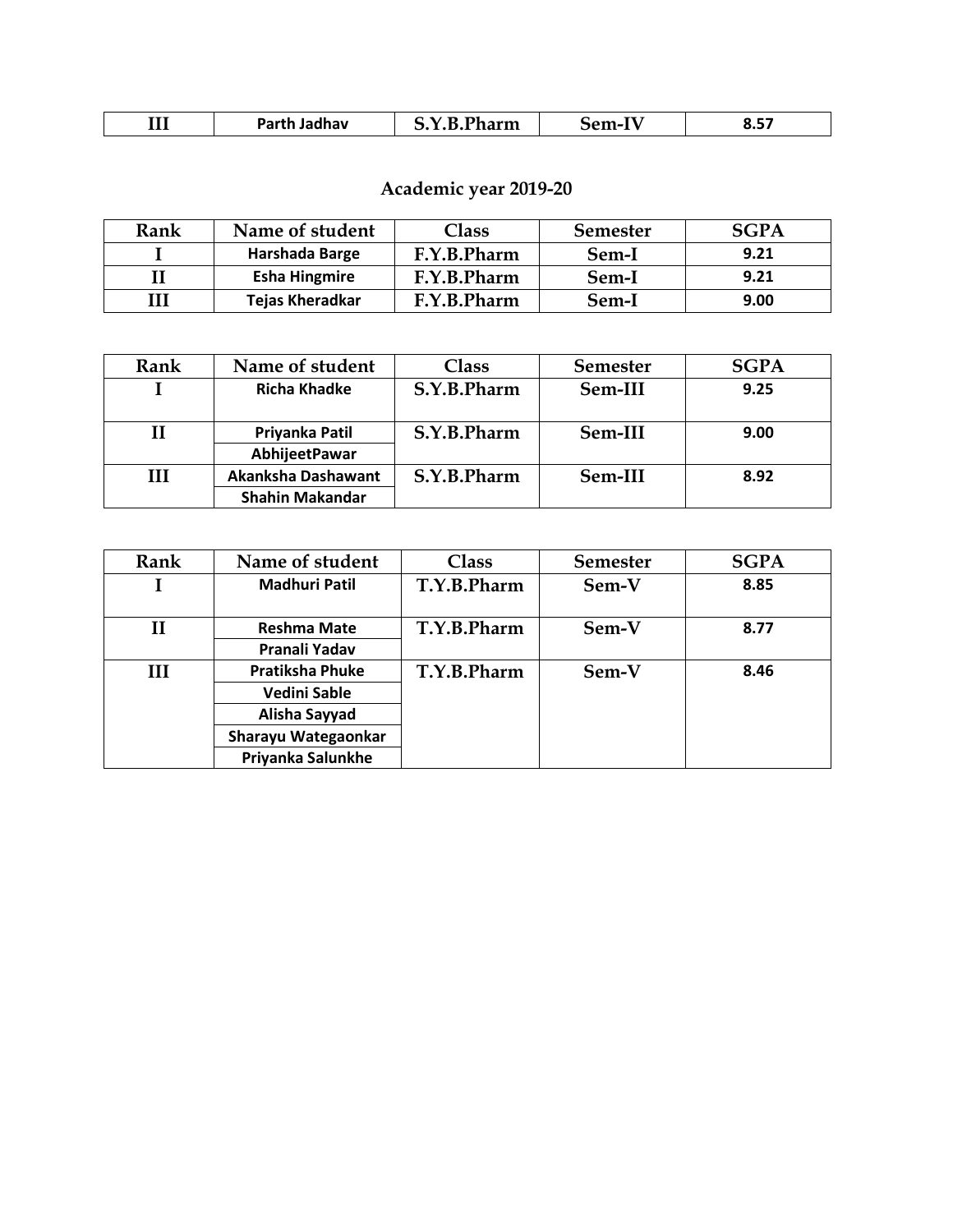| III | Parth Jadhav | S.Y.B.Pharm | Sem-IV | 8.57 |
|---|---|---|---|---|

## Academic year 2019-20

| Rank | Name of student | Class | Semester | SGPA |
|---|---|---|---|---|
| I | Harshada Barge | F.Y.B.Pharm | Sem-I | 9.21 |
| II | Esha Hingmire | F.Y.B.Pharm | Sem-I | 9.21 |
| III | Tejas Kheradkar | F.Y.B.Pharm | Sem-I | 9.00 |

| Rank | Name of student | Class | Semester | SGPA |
|---|---|---|---|---|
| I | Richa Khadke | S.Y.B.Pharm | Sem-III | 9.25 |
| II | Priyanka Patil | S.Y.B.Pharm | Sem-III | 9.00 |
| | AbhijeetPawar | | | |
| III | Akanksha Dashawant | S.Y.B.Pharm | Sem-III | 8.92 |
| | Shahin Makandar | | | |

| Rank | Name of student | Class | Semester | SGPA |
|---|---|---|---|---|
| I | Madhuri Patil | T.Y.B.Pharm | Sem-V | 8.85 |
| II | Reshma Mate | T.Y.B.Pharm | Sem-V | 8.77 |
| | Pranali Yadav | | | |
| III | Pratiksha Phuke | T.Y.B.Pharm | Sem-V | 8.46 |
| | Vedini Sable | | | |
| | Alisha Sayyad | | | |
| | Sharayu Wategaonkar | | | |
| | Priyanka Salunkhe | | | |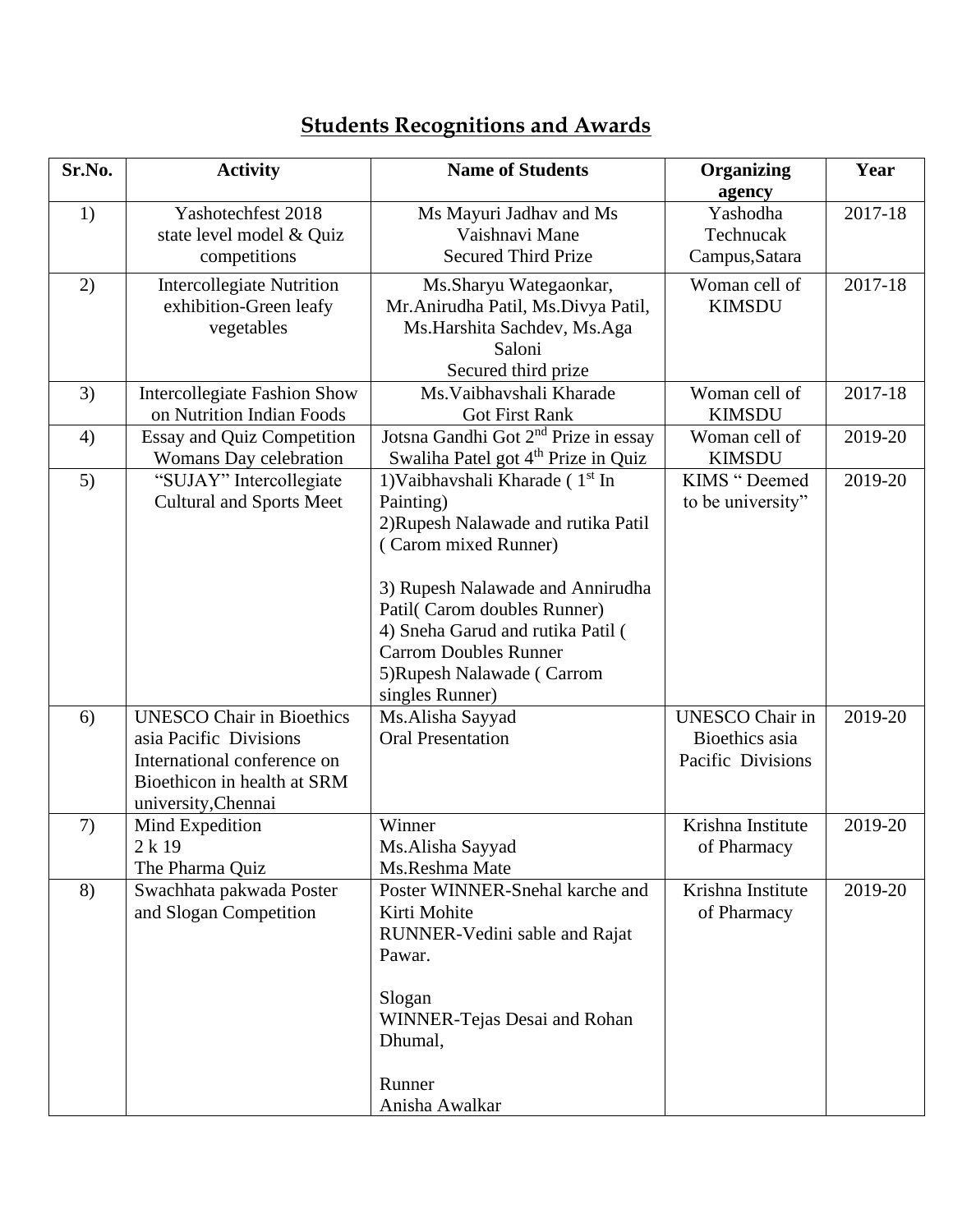## Students Recognitions and Awards

| Sr.No. | Activity | Name of Students | Organizing agency | Year |
|---|---|---|---|---|
| 1) | Yashotechfest 2018 state level model & Quiz competitions | Ms Mayuri Jadhav and Ms Vaishnavi Mane Secured Third Prize | Yashodha Technucak Campus,Satara | 2017-18 |
| 2) | Intercollegiate Nutrition exhibition-Green leafy vegetables | Ms.Sharyu Wategaonkar, Mr.Anirudha Patil, Ms.Divya Patil, Ms.Harshita Sachdev, Ms.Aga Saloni Secured third prize | Woman cell of KIMSDU | 2017-18 |
| 3) | Intercollegiate Fashion Show on Nutrition Indian Foods | Ms.Vaibhavshali Kharade Got First Rank | Woman cell of KIMSDU | 2017-18 |
| 4) | Essay and Quiz Competition Womans Day celebration | Jotsna Gandhi Got 2nd Prize in essay Swaliha Patel got 4th Prize in Quiz | Woman cell of KIMSDU | 2019-20 |
| 5) | "SUJAY" Intercollegiate Cultural and Sports Meet | 1)Vaibhavshali Kharade ( 1st In Painting) 2)Rupesh Nalawade and rutika Patil ( Carom mixed Runner) 3) Rupesh Nalawade and Annirudha Patil( Carom doubles Runner) 4) Sneha Garud and rutika Patil ( Carrom Doubles Runner 5)Rupesh Nalawade ( Carrom singles Runner) | KIMS " Deemed to be university" | 2019-20 |
| 6) | UNESCO Chair in Bioethics asia Pacific Divisions International conference on Bioethicon in health at SRM university,Chennai | Ms.Alisha Sayyad Oral Presentation | UNESCO Chair in Bioethics asia Pacific Divisions | 2019-20 |
| 7) | Mind Expedition 2 k 19 The Pharma Quiz | Winner Ms.Alisha Sayyad Ms.Reshma Mate | Krishna Institute of Pharmacy | 2019-20 |
| 8) | Swachhata pakwada Poster and Slogan Competition | Poster WINNER-Snehal karche and Kirti Mohite RUNNER-Vedini sable and Rajat Pawar. Slogan WINNER-Tejas Desai and Rohan Dhumal, Runner Anisha Awalkar | Krishna Institute of Pharmacy | 2019-20 |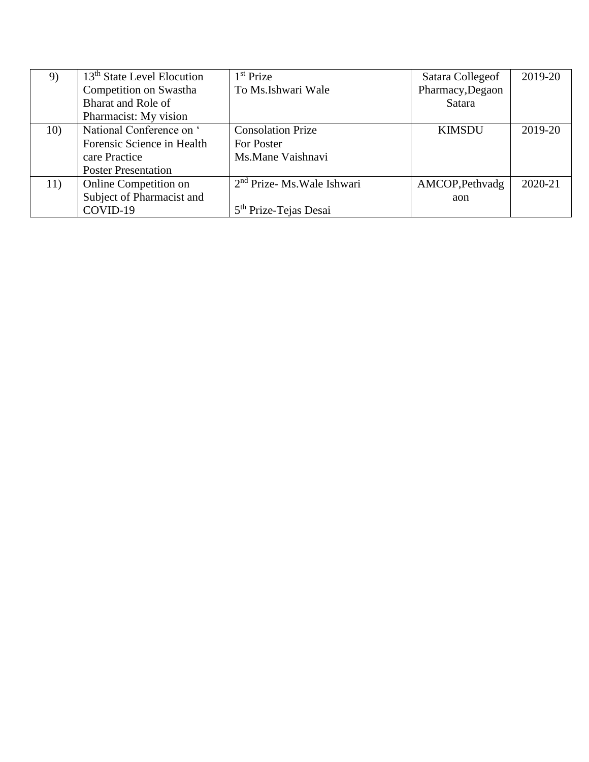| | | | | |
|---|---|---|---|---|
| 9) | 13th State Level Elocution Competition on Swastha Bharat and Role of Pharmacist: My vision | 1st Prize<br>To Ms.Ishwari Wale | Satara Collegeof Pharmacy,Degaon Satara | 2019-20 |
| 10) | National Conference on ' Forensic Science in Health care Practice<br>Poster Presentation | Consolation Prize<br>For Poster<br>Ms.Mane Vaishnavi | KIMSDU | 2019-20 |
| 11) | Online Competition on Subject of Pharmacist and COVID-19 | 2nd Prize- Ms.Wale Ishwari<br><br>5th Prize-Tejas Desai | AMCOP,Pethvadgaon | 2020-21 |